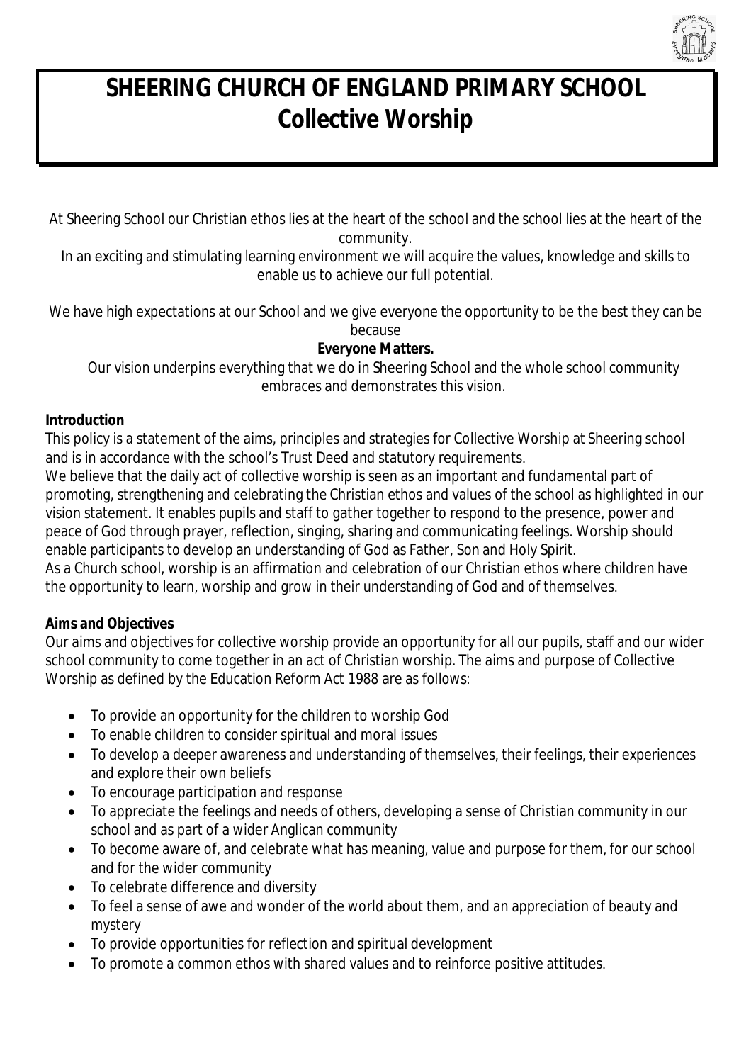# SHEERING CHURCH OF ENGLAND PRIMARY SCHOOL
# Collective Worship

At Sheering School our Christian ethos lies at the heart of the school and the school lies at the heart of the community.

In an exciting and stimulating learning environment we will acquire the values, knowledge and skills to enable us to achieve our full potential.

We have high expectations at our School and we give everyone the opportunity to be the best they can be because

**Everyone Matters.**

Our vision underpins everything that we do in Sheering School and the whole school community embraces and demonstrates this vision.

**Introduction**

This policy is a statement of the aims, principles and strategies for Collective Worship at Sheering school and is in accordance with the school's Trust Deed and statutory requirements.

We believe that the daily act of collective worship is seen as an important and fundamental part of promoting, strengthening and celebrating the Christian ethos and values of the school as highlighted in our vision statement. It enables pupils and staff to gather together to respond to the presence, power and peace of God through prayer, reflection, singing, sharing and communicating feelings. Worship should enable participants to develop an understanding of God as Father, Son and Holy Spirit.

As a Church school, worship is an affirmation and celebration of our Christian ethos where children have the opportunity to learn, worship and grow in their understanding of God and of themselves.

**Aims and Objectives**

Our aims and objectives for collective worship provide an opportunity for all our pupils, staff and our wider school community to come together in an act of Christian worship. The aims and purpose of Collective Worship as defined by the Education Reform Act 1988 are as follows:

- To provide an opportunity for the children to worship God
- To enable children to consider spiritual and moral issues
- To develop a deeper awareness and understanding of themselves, their feelings, their experiences and explore their own beliefs
- To encourage participation and response
- To appreciate the feelings and needs of others, developing a sense of Christian community in our school and as part of a wider Anglican community
- To become aware of, and celebrate what has meaning, value and purpose for them, for our school and for the wider community
- To celebrate difference and diversity
- To feel a sense of awe and wonder of the world about them, and an appreciation of beauty and mystery
- To provide opportunities for reflection and spiritual development
- To promote a common ethos with shared values and to reinforce positive attitudes.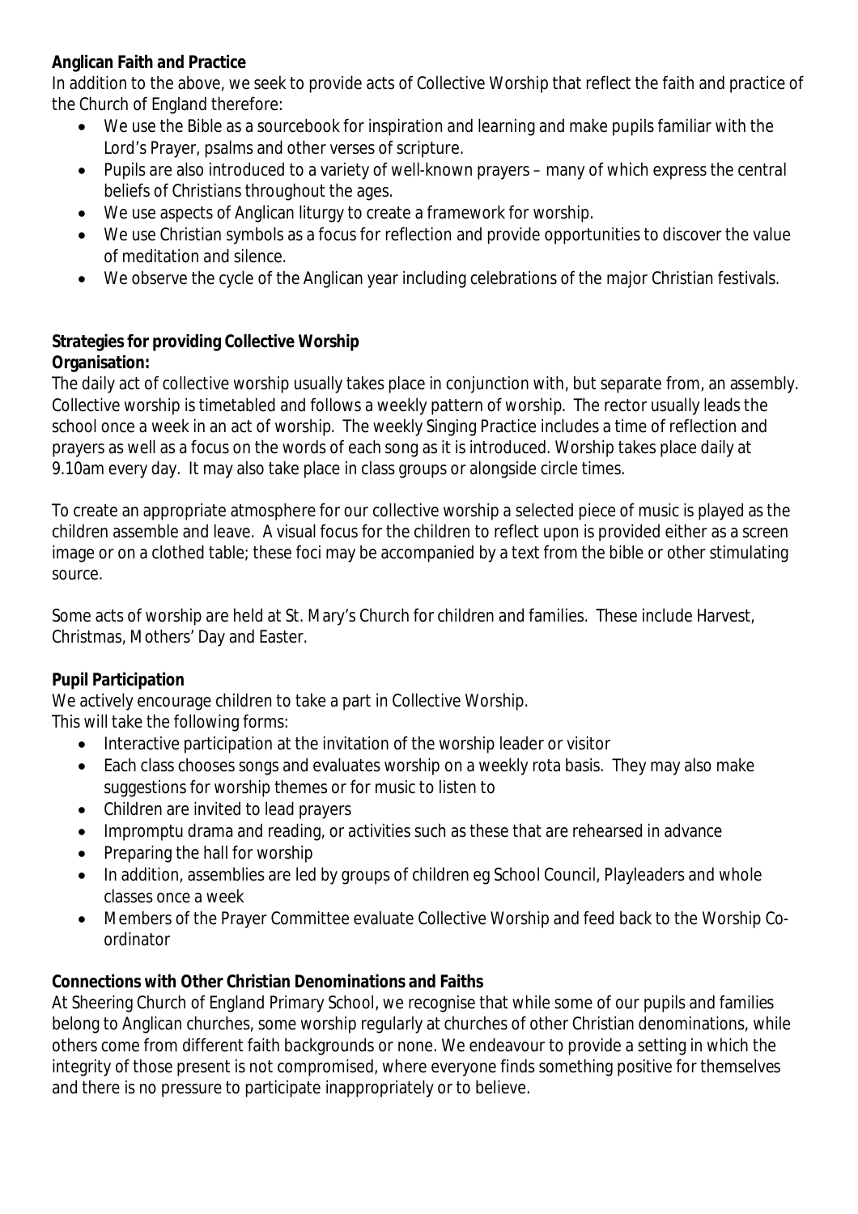**Anglican Faith and Practice**

In addition to the above, we seek to provide acts of Collective Worship that reflect the faith and practice of the Church of England therefore:

- We use the Bible as a sourcebook for inspiration and learning and make pupils familiar with the Lord's Prayer, psalms and other verses of scripture.
- Pupils are also introduced to a variety of well-known prayers – many of which express the central beliefs of Christians throughout the ages.
- We use aspects of Anglican liturgy to create a framework for worship.
- We use Christian symbols as a focus for reflection and provide opportunities to discover the value of meditation and silence.
- We observe the cycle of the Anglican year including celebrations of the major Christian festivals.

**Strategies for providing Collective Worship**

**Organisation:**

The daily act of collective worship usually takes place in conjunction with, but separate from, an assembly. Collective worship is timetabled and follows a weekly pattern of worship. The rector usually leads the school once a week in an act of worship. The weekly Singing Practice includes a time of reflection and prayers as well as a focus on the words of each song as it is introduced. Worship takes place daily at 9.10am every day. It may also take place in class groups or alongside circle times.

To create an appropriate atmosphere for our collective worship a selected piece of music is played as the children assemble and leave. A visual focus for the children to reflect upon is provided either as a screen image or on a clothed table; these foci may be accompanied by a text from the bible or other stimulating source.

Some acts of worship are held at St. Mary's Church for children and families. These include Harvest, Christmas, Mothers' Day and Easter.

**Pupil Participation**

We actively encourage children to take a part in Collective Worship.
This will take the following forms:

- Interactive participation at the invitation of the worship leader or visitor
- Each class chooses songs and evaluates worship on a weekly rota basis. They may also make suggestions for worship themes or for music to listen to
- Children are invited to lead prayers
- Impromptu drama and reading, or activities such as these that are rehearsed in advance
- Preparing the hall for worship
- In addition, assemblies are led by groups of children eg School Council, Playleaders and whole classes once a week
- Members of the Prayer Committee evaluate Collective Worship and feed back to the Worship Co-ordinator

**Connections with Other Christian Denominations and Faiths**

At Sheering Church of England Primary School, we recognise that while some of our pupils and families belong to Anglican churches, some worship regularly at churches of other Christian denominations, while others come from different faith backgrounds or none. We endeavour to provide a setting in which the integrity of those present is not compromised, where everyone finds something positive for themselves and there is no pressure to participate inappropriately or to believe.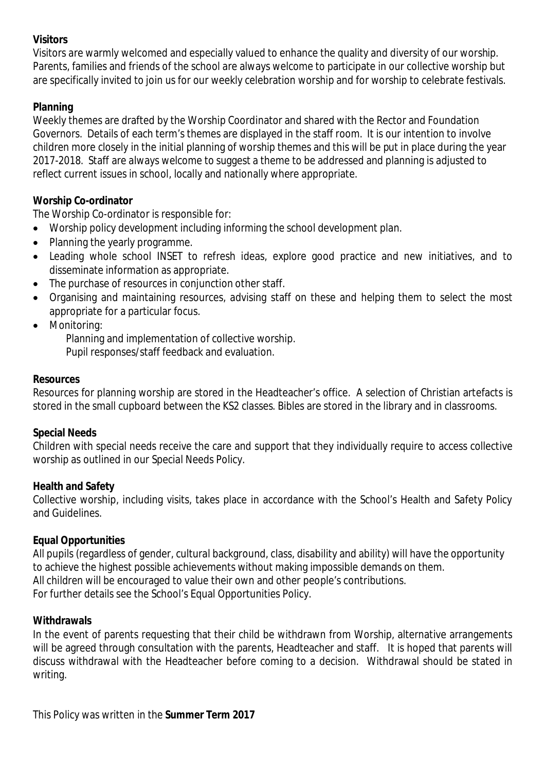**Visitors**

Visitors are warmly welcomed and especially valued to enhance the quality and diversity of our worship. Parents, families and friends of the school are always welcome to participate in our collective worship but are specifically invited to join us for our weekly celebration worship and for worship to celebrate festivals.

**Planning**

Weekly themes are drafted by the Worship Coordinator and shared with the Rector and Foundation Governors. Details of each term's themes are displayed in the staff room. It is our intention to involve children more closely in the initial planning of worship themes and this will be put in place during the year 2017-2018. Staff are always welcome to suggest a theme to be addressed and planning is adjusted to reflect current issues in school, locally and nationally where appropriate.

**Worship Co-ordinator**

The Worship Co-ordinator is responsible for:

- Worship policy development including informing the school development plan.
- Planning the yearly programme.
- Leading whole school INSET to refresh ideas, explore good practice and new initiatives, and to disseminate information as appropriate.
- The purchase of resources in conjunction other staff.
- Organising and maintaining resources, advising staff on these and helping them to select the most appropriate for a particular focus.
- Monitoring:
  - Planning and implementation of collective worship.
  - Pupil responses/staff feedback and evaluation.

**Resources**

Resources for planning worship are stored in the Headteacher's office. A selection of Christian artefacts is stored in the small cupboard between the KS2 classes. Bibles are stored in the library and in classrooms.

**Special Needs**

Children with special needs receive the care and support that they individually require to access collective worship as outlined in our Special Needs Policy.

**Health and Safety**

Collective worship, including visits, takes place in accordance with the School's Health and Safety Policy and Guidelines.

**Equal Opportunities**

All pupils (regardless of gender, cultural background, class, disability and ability) will have the opportunity to achieve the highest possible achievements without making impossible demands on them.
All children will be encouraged to value their own and other people's contributions.
For further details see the School's Equal Opportunities Policy.

**Withdrawals**

In the event of parents requesting that their child be withdrawn from Worship, alternative arrangements will be agreed through consultation with the parents, Headteacher and staff. It is hoped that parents will discuss withdrawal with the Headteacher before coming to a decision. Withdrawal should be stated in writing.

This Policy was written in the **Summer Term 2017**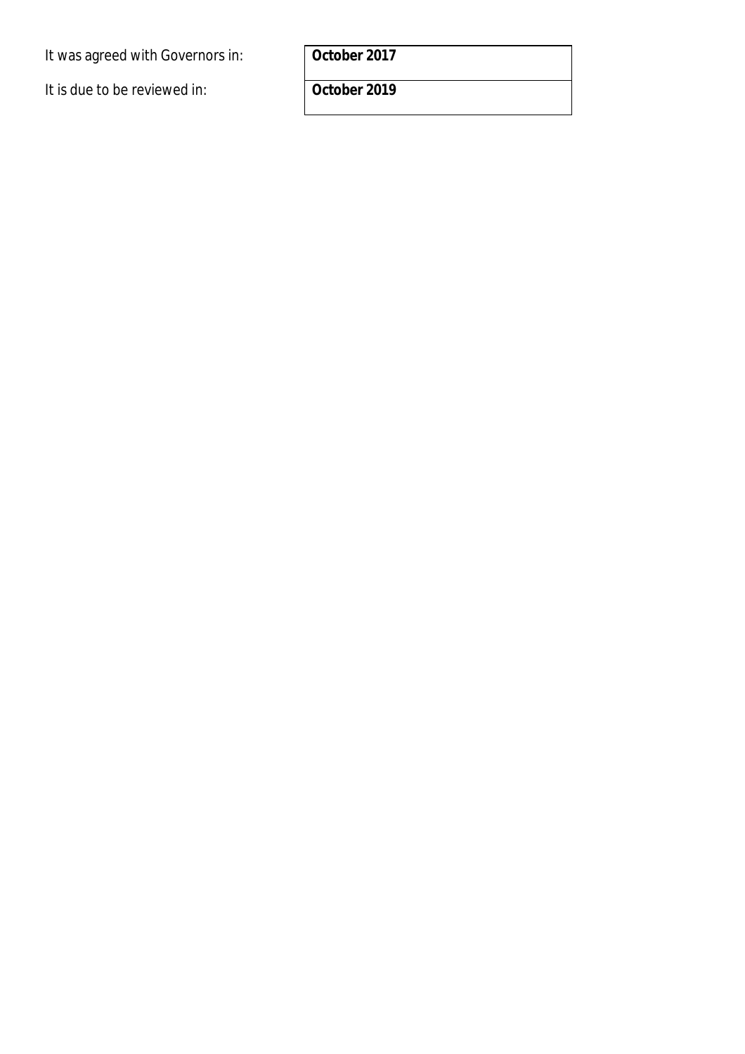| | |
|---|---|
| It was agreed with Governors in: | **October 2017** |
| It is due to be reviewed in: | **October 2019** |